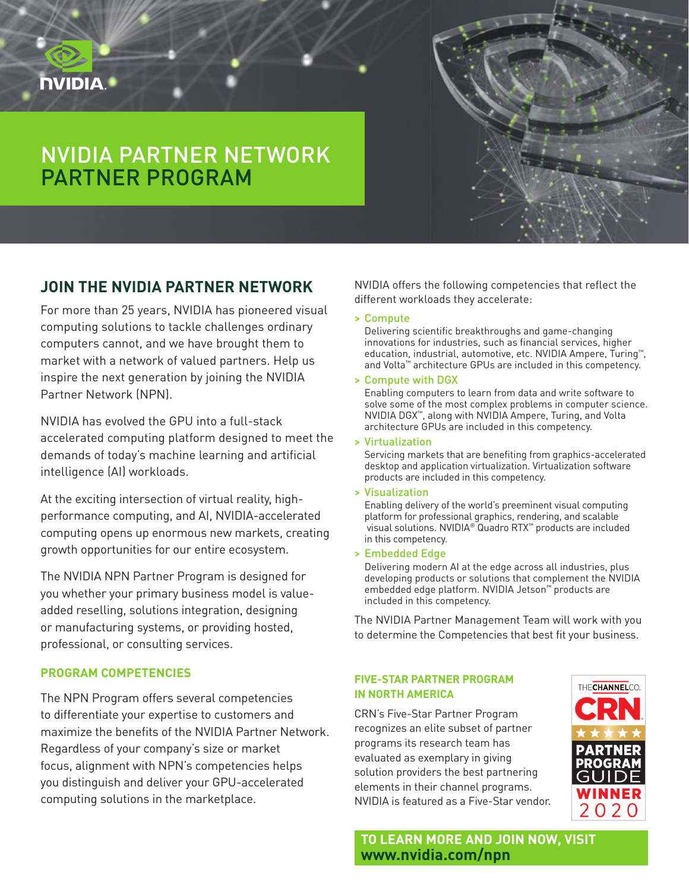# NVIDIA PARTNER NETWORK PARTNER PROGRAM

## JOIN THE NVIDIA PARTNER NETWORK

For more than 25 years, NVIDIA has pioneered visual computing solutions to tackle challenges ordinary computers cannot, and we have brought them to market with a network of valued partners. Help us inspire the next generation by joining the NVIDIA Partner Network (NPN).

NVIDIA has evolved the GPU into a full-stack accelerated computing platform designed to meet the demands of today's machine learning and artificial intelligence (AI) workloads.

At the exciting intersection of virtual reality, high-performance computing, and AI, NVIDIA-accelerated computing opens up enormous new markets, creating growth opportunities for our entire ecosystem.

The NVIDIA NPN Partner Program is designed for you whether your primary business model is value-added reselling, solutions integration, designing or manufacturing systems, or providing hosted, professional, or consulting services.

### PROGRAM COMPETENCIES

The NPN Program offers several competencies to differentiate your expertise to customers and maximize the benefits of the NVIDIA Partner Network. Regardless of your company's size or market focus, alignment with NPN's competencies helps you distinguish and deliver your GPU-accelerated computing solutions in the marketplace.

NVIDIA offers the following competencies that reflect the different workloads they accelerate:

> **Compute**
> Delivering scientific breakthroughs and game-changing innovations for industries, such as financial services, higher education, industrial, automotive, etc. NVIDIA Ampere, Turing™, and Volta™ architecture GPUs are included in this competency.

> **Compute with DGX**
> Enabling computers to learn from data and write software to solve some of the most complex problems in computer science. NVIDIA DGX™, along with NVIDIA Ampere, Turing, and Volta architecture GPUs are included in this competency.

> **Virtualization**
> Servicing markets that are benefiting from graphics-accelerated desktop and application virtualization. Virtualization software products are included in this competency.

> **Visualization**
> Enabling delivery of the world's preeminent visual computing platform for professional graphics, rendering, and scalable visual solutions. NVIDIA® Quadro RTX™ products are included in this competency.

> **Embedded Edge**
> Delivering modern AI at the edge across all industries, plus developing products or solutions that complement the NVIDIA embedded edge platform. NVIDIA Jetson™ products are included in this competency.

The NVIDIA Partner Management Team will work with you to determine the Competencies that best fit your business.

### FIVE-STAR PARTNER PROGRAM IN NORTH AMERICA

CRN's Five-Star Partner Program recognizes an elite subset of partner programs its research team has evaluated as exemplary in giving solution providers the best partnering elements in their channel programs. NVIDIA is featured as a Five-Star vendor.

THECHANNELCO. CRN ★★★★★ PARTNER PROGRAM GUIDE WINNER 2020

**TO LEARN MORE AND JOIN NOW, VISIT www.nvidia.com/npn**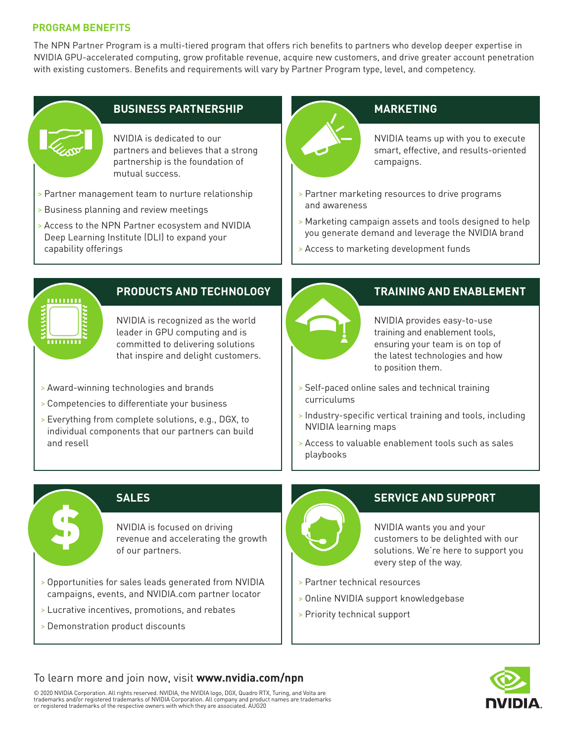## PROGRAM BENEFITS

The NPN Partner Program is a multi-tiered program that offers rich benefits to partners who develop deeper expertise in NVIDIA GPU-accelerated computing, grow profitable revenue, acquire new customers, and drive greater account penetration with existing customers. Benefits and requirements will vary by Partner Program type, level, and competency.

### BUSINESS PARTNERSHIP

NVIDIA is dedicated to our partners and believes that a strong partnership is the foundation of mutual success.

> Partner management team to nurture relationship
> Business planning and review meetings
> Access to the NPN Partner ecosystem and NVIDIA Deep Learning Institute (DLI) to expand your capability offerings

### MARKETING

NVIDIA teams up with you to execute smart, effective, and results-oriented campaigns.

> Partner marketing resources to drive programs and awareness
> Marketing campaign assets and tools designed to help you generate demand and leverage the NVIDIA brand
> Access to marketing development funds

### PRODUCTS AND TECHNOLOGY

NVIDIA is recognized as the world leader in GPU computing and is committed to delivering solutions that inspire and delight customers.

> Award-winning technologies and brands
> Competencies to differentiate your business
> Everything from complete solutions, e.g., DGX, to individual components that our partners can build and resell

### TRAINING AND ENABLEMENT

NVIDIA provides easy-to-use training and enablement tools, ensuring your team is on top of the latest technologies and how to position them.

> Self-paced online sales and technical training curriculums
> Industry-specific vertical training and tools, including NVIDIA learning maps
> Access to valuable enablement tools such as sales playbooks

### SALES

NVIDIA is focused on driving revenue and accelerating the growth of our partners.

> Opportunities for sales leads generated from NVIDIA campaigns, events, and NVIDIA.com partner locator
> Lucrative incentives, promotions, and rebates
> Demonstration product discounts

### SERVICE AND SUPPORT

NVIDIA wants you and your customers to be delighted with our solutions. We're here to support you every step of the way.

> Partner technical resources
> Online NVIDIA support knowledgebase
> Priority technical support

To learn more and join now, visit **www.nvidia.com/npn**

© 2020 NVIDIA Corporation. All rights reserved. NVIDIA, the NVIDIA logo, DGX, Quadro RTX, Turing, and Volta are trademarks and/or registered trademarks of NVIDIA Corporation. All company and product names are trademarks or registered trademarks of the respective owners with which they are associated. AUG20